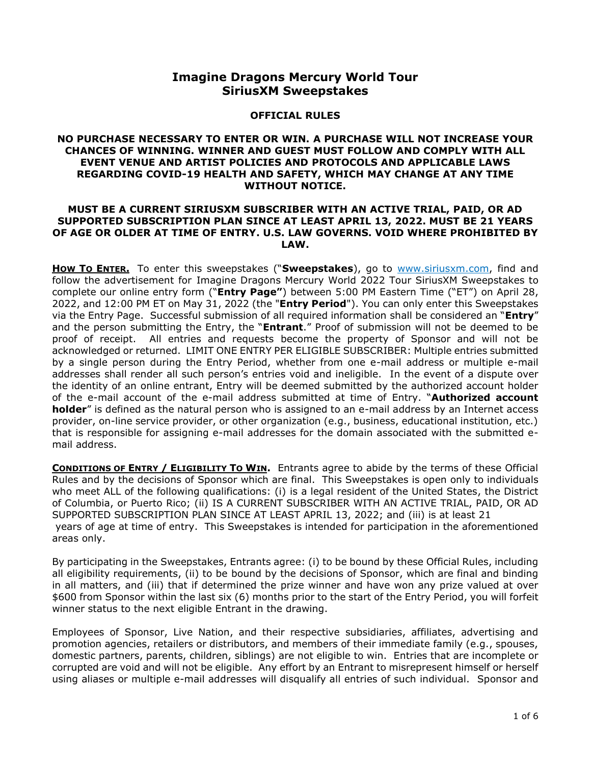# Imagine Dragons Mercury World Tour
# SiriusXM Sweepstakes

## OFFICIAL RULES

**NO PURCHASE NECESSARY TO ENTER OR WIN. A PURCHASE WILL NOT INCREASE YOUR CHANCES OF WINNING. WINNER AND GUEST MUST FOLLOW AND COMPLY WITH ALL EVENT VENUE AND ARTIST POLICIES AND PROTOCOLS AND APPLICABLE LAWS REGARDING COVID-19 HEALTH AND SAFETY, WHICH MAY CHANGE AT ANY TIME WITHOUT NOTICE.**

**MUST BE A CURRENT SIRIUSXM SUBSCRIBER WITH AN ACTIVE TRIAL, PAID, OR AD SUPPORTED SUBSCRIPTION PLAN SINCE AT LEAST APRIL 13, 2022. MUST BE 21 YEARS OF AGE OR OLDER AT TIME OF ENTRY. U.S. LAW GOVERNS. VOID WHERE PROHIBITED BY LAW.**

**HOW TO ENTER.** To enter this sweepstakes ("**Sweepstakes**), go to www.siriusxm.com, find and follow the advertisement for Imagine Dragons Mercury World 2022 Tour SiriusXM Sweepstakes to complete our online entry form ("**Entry Page"**) between 5:00 PM Eastern Time ("ET") on April 28, 2022, and 12:00 PM ET on May 31, 2022 (the "**Entry Period**"). You can only enter this Sweepstakes via the Entry Page. Successful submission of all required information shall be considered an "**Entry**" and the person submitting the Entry, the "**Entrant**." Proof of submission will not be deemed to be proof of receipt. All entries and requests become the property of Sponsor and will not be acknowledged or returned. LIMIT ONE ENTRY PER ELIGIBLE SUBSCRIBER: Multiple entries submitted by a single person during the Entry Period, whether from one e-mail address or multiple e-mail addresses shall render all such person's entries void and ineligible. In the event of a dispute over the identity of an online entrant, Entry will be deemed submitted by the authorized account holder of the e-mail account of the e-mail address submitted at time of Entry. "**Authorized account holder**" is defined as the natural person who is assigned to an e-mail address by an Internet access provider, on-line service provider, or other organization (e.g., business, educational institution, etc.) that is responsible for assigning e-mail addresses for the domain associated with the submitted e-mail address.

**CONDITIONS OF ENTRY / ELIGIBILITY TO WIN.** Entrants agree to abide by the terms of these Official Rules and by the decisions of Sponsor which are final. This Sweepstakes is open only to individuals who meet ALL of the following qualifications: (i) is a legal resident of the United States, the District of Columbia, or Puerto Rico; (ii) IS A CURRENT SUBSCRIBER WITH AN ACTIVE TRIAL, PAID, OR AD SUPPORTED SUBSCRIPTION PLAN SINCE AT LEAST APRIL 13, 2022; and (iii) is at least 21 years of age at time of entry. This Sweepstakes is intended for participation in the aforementioned areas only.

By participating in the Sweepstakes, Entrants agree: (i) to be bound by these Official Rules, including all eligibility requirements, (ii) to be bound by the decisions of Sponsor, which are final and binding in all matters, and (iii) that if determined the prize winner and have won any prize valued at over $600 from Sponsor within the last six (6) months prior to the start of the Entry Period, you will forfeit winner status to the next eligible Entrant in the drawing.

Employees of Sponsor, Live Nation, and their respective subsidiaries, affiliates, advertising and promotion agencies, retailers or distributors, and members of their immediate family (e.g., spouses, domestic partners, parents, children, siblings) are not eligible to win. Entries that are incomplete or corrupted are void and will not be eligible. Any effort by an Entrant to misrepresent himself or herself using aliases or multiple e-mail addresses will disqualify all entries of such individual. Sponsor and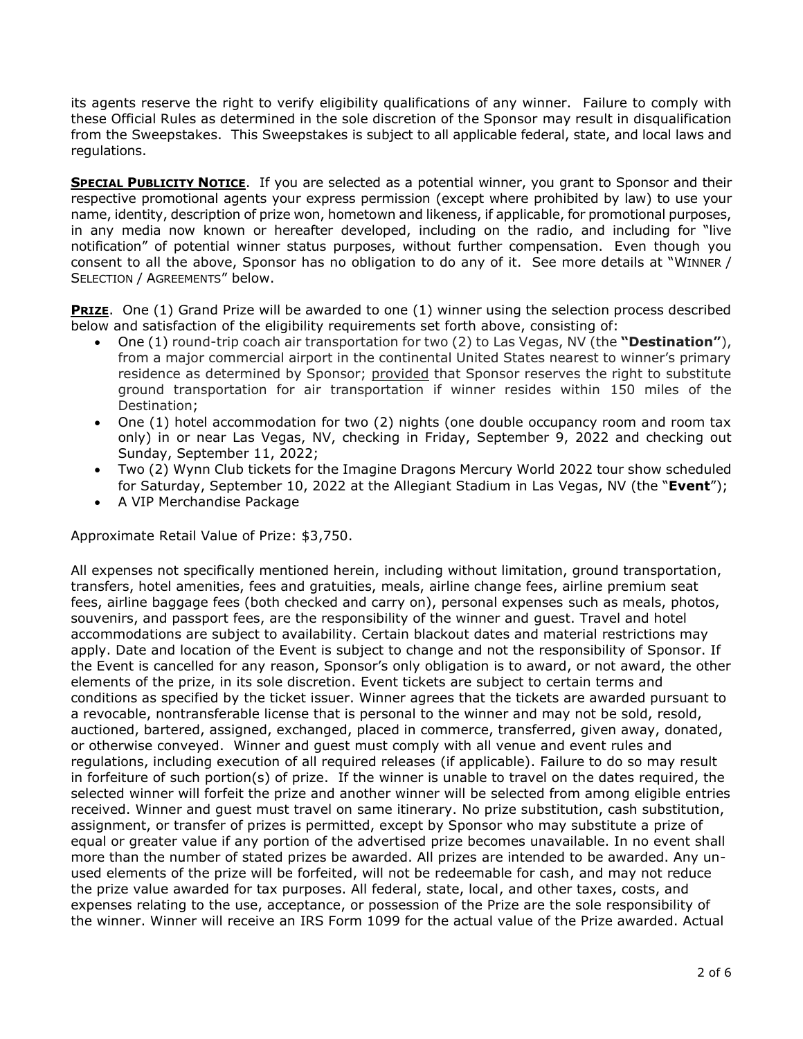its agents reserve the right to verify eligibility qualifications of any winner. Failure to comply with these Official Rules as determined in the sole discretion of the Sponsor may result in disqualification from the Sweepstakes. This Sweepstakes is subject to all applicable federal, state, and local laws and regulations.

**SPECIAL PUBLICITY NOTICE**. If you are selected as a potential winner, you grant to Sponsor and their respective promotional agents your express permission (except where prohibited by law) to use your name, identity, description of prize won, hometown and likeness, if applicable, for promotional purposes, in any media now known or hereafter developed, including on the radio, and including for "live notification" of potential winner status purposes, without further compensation. Even though you consent to all the above, Sponsor has no obligation to do any of it. See more details at "WINNER / SELECTION / AGREEMENTS" below.

**PRIZE**. One (1) Grand Prize will be awarded to one (1) winner using the selection process described below and satisfaction of the eligibility requirements set forth above, consisting of:

- One (1) round-trip coach air transportation for two (2) to Las Vegas, NV (the **"Destination"**), from a major commercial airport in the continental United States nearest to winner's primary residence as determined by Sponsor; provided that Sponsor reserves the right to substitute ground transportation for air transportation if winner resides within 150 miles of the Destination;
- One (1) hotel accommodation for two (2) nights (one double occupancy room and room tax only) in or near Las Vegas, NV, checking in Friday, September 9, 2022 and checking out Sunday, September 11, 2022;
- Two (2) Wynn Club tickets for the Imagine Dragons Mercury World 2022 tour show scheduled for Saturday, September 10, 2022 at the Allegiant Stadium in Las Vegas, NV (the "**Event**");
- A VIP Merchandise Package

Approximate Retail Value of Prize: $3,750.

All expenses not specifically mentioned herein, including without limitation, ground transportation, transfers, hotel amenities, fees and gratuities, meals, airline change fees, airline premium seat fees, airline baggage fees (both checked and carry on), personal expenses such as meals, photos, souvenirs, and passport fees, are the responsibility of the winner and guest. Travel and hotel accommodations are subject to availability. Certain blackout dates and material restrictions may apply. Date and location of the Event is subject to change and not the responsibility of Sponsor. If the Event is cancelled for any reason, Sponsor's only obligation is to award, or not award, the other elements of the prize, in its sole discretion. Event tickets are subject to certain terms and conditions as specified by the ticket issuer. Winner agrees that the tickets are awarded pursuant to a revocable, nontransferable license that is personal to the winner and may not be sold, resold, auctioned, bartered, assigned, exchanged, placed in commerce, transferred, given away, donated, or otherwise conveyed. Winner and guest must comply with all venue and event rules and regulations, including execution of all required releases (if applicable). Failure to do so may result in forfeiture of such portion(s) of prize. If the winner is unable to travel on the dates required, the selected winner will forfeit the prize and another winner will be selected from among eligible entries received. Winner and guest must travel on same itinerary. No prize substitution, cash substitution, assignment, or transfer of prizes is permitted, except by Sponsor who may substitute a prize of equal or greater value if any portion of the advertised prize becomes unavailable. In no event shall more than the number of stated prizes be awarded. All prizes are intended to be awarded. Any un-used elements of the prize will be forfeited, will not be redeemable for cash, and may not reduce the prize value awarded for tax purposes. All federal, state, local, and other taxes, costs, and expenses relating to the use, acceptance, or possession of the Prize are the sole responsibility of the winner. Winner will receive an IRS Form 1099 for the actual value of the Prize awarded. Actual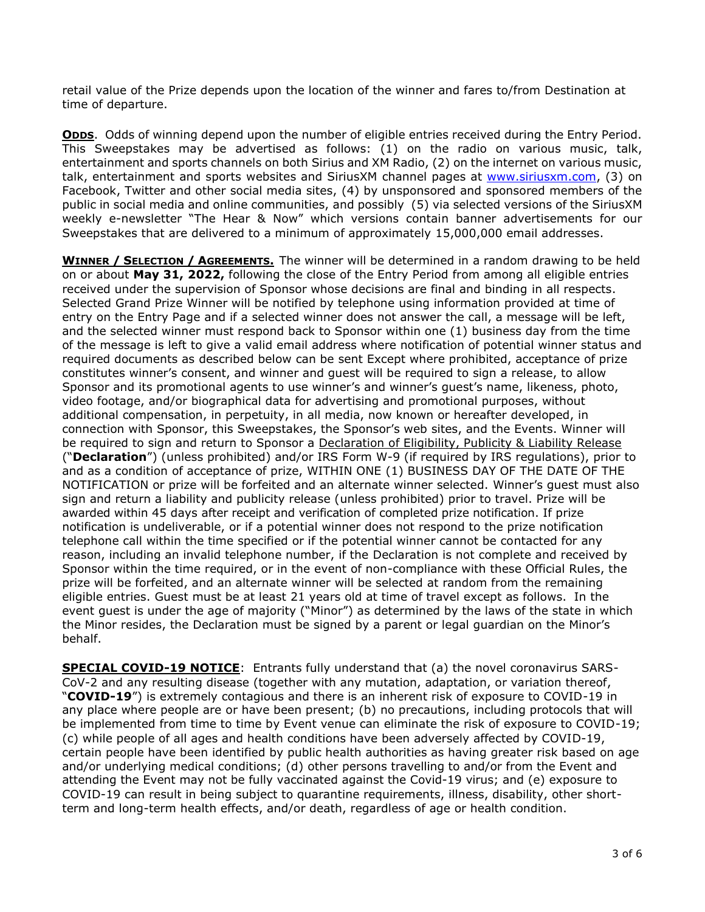retail value of the Prize depends upon the location of the winner and fares to/from Destination at time of departure.

**ODDS**. Odds of winning depend upon the number of eligible entries received during the Entry Period. This Sweepstakes may be advertised as follows: (1) on the radio on various music, talk, entertainment and sports channels on both Sirius and XM Radio, (2) on the internet on various music, talk, entertainment and sports websites and SiriusXM channel pages at www.siriusxm.com, (3) on Facebook, Twitter and other social media sites, (4) by unsponsored and sponsored members of the public in social media and online communities, and possibly (5) via selected versions of the SiriusXM weekly e-newsletter "The Hear & Now" which versions contain banner advertisements for our Sweepstakes that are delivered to a minimum of approximately 15,000,000 email addresses.

**WINNER / SELECTION / AGREEMENTS.** The winner will be determined in a random drawing to be held on or about **May 31, 2022,** following the close of the Entry Period from among all eligible entries received under the supervision of Sponsor whose decisions are final and binding in all respects. Selected Grand Prize Winner will be notified by telephone using information provided at time of entry on the Entry Page and if a selected winner does not answer the call, a message will be left, and the selected winner must respond back to Sponsor within one (1) business day from the time of the message is left to give a valid email address where notification of potential winner status and required documents as described below can be sent Except where prohibited, acceptance of prize constitutes winner's consent, and winner and guest will be required to sign a release, to allow Sponsor and its promotional agents to use winner's and winner's guest's name, likeness, photo, video footage, and/or biographical data for advertising and promotional purposes, without additional compensation, in perpetuity, in all media, now known or hereafter developed, in connection with Sponsor, this Sweepstakes, the Sponsor's web sites, and the Events. Winner will be required to sign and return to Sponsor a Declaration of Eligibility, Publicity & Liability Release ("**Declaration**") (unless prohibited) and/or IRS Form W-9 (if required by IRS regulations), prior to and as a condition of acceptance of prize, WITHIN ONE (1) BUSINESS DAY OF THE DATE OF THE NOTIFICATION or prize will be forfeited and an alternate winner selected. Winner's guest must also sign and return a liability and publicity release (unless prohibited) prior to travel. Prize will be awarded within 45 days after receipt and verification of completed prize notification. If prize notification is undeliverable, or if a potential winner does not respond to the prize notification telephone call within the time specified or if the potential winner cannot be contacted for any reason, including an invalid telephone number, if the Declaration is not complete and received by Sponsor within the time required, or in the event of non-compliance with these Official Rules, the prize will be forfeited, and an alternate winner will be selected at random from the remaining eligible entries. Guest must be at least 21 years old at time of travel except as follows. In the event guest is under the age of majority ("Minor") as determined by the laws of the state in which the Minor resides, the Declaration must be signed by a parent or legal guardian on the Minor's behalf.

**SPECIAL COVID-19 NOTICE**: Entrants fully understand that (a) the novel coronavirus SARS-CoV-2 and any resulting disease (together with any mutation, adaptation, or variation thereof, "**COVID-19**") is extremely contagious and there is an inherent risk of exposure to COVID-19 in any place where people are or have been present; (b) no precautions, including protocols that will be implemented from time to time by Event venue can eliminate the risk of exposure to COVID-19; (c) while people of all ages and health conditions have been adversely affected by COVID-19, certain people have been identified by public health authorities as having greater risk based on age and/or underlying medical conditions; (d) other persons travelling to and/or from the Event and attending the Event may not be fully vaccinated against the Covid-19 virus; and (e) exposure to COVID-19 can result in being subject to quarantine requirements, illness, disability, other short-term and long-term health effects, and/or death, regardless of age or health condition.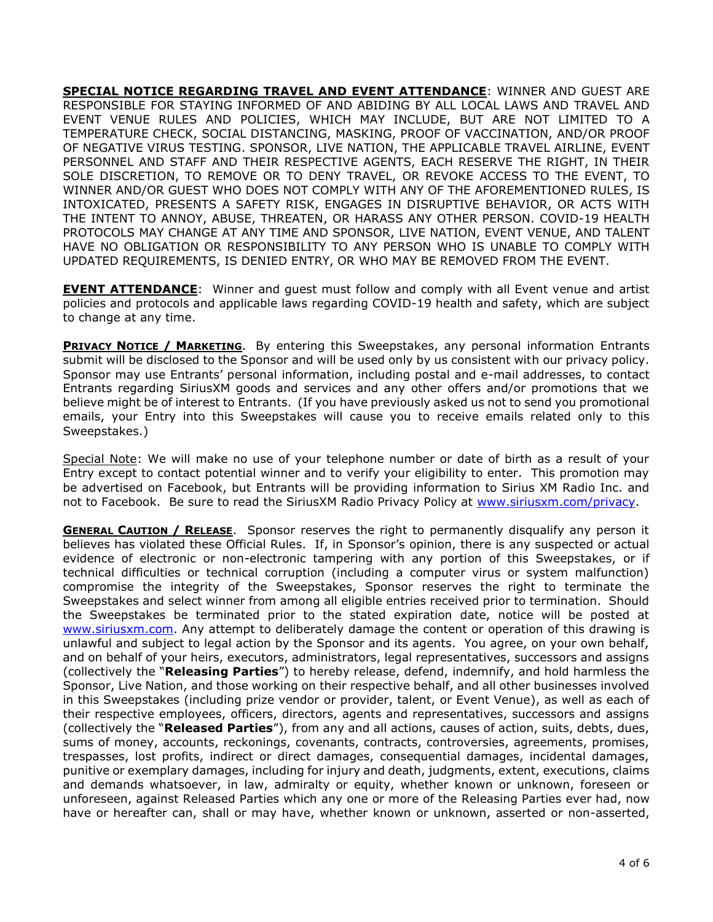**SPECIAL NOTICE REGARDING TRAVEL AND EVENT ATTENDANCE**: WINNER AND GUEST ARE RESPONSIBLE FOR STAYING INFORMED OF AND ABIDING BY ALL LOCAL LAWS AND TRAVEL AND EVENT VENUE RULES AND POLICIES, WHICH MAY INCLUDE, BUT ARE NOT LIMITED TO A TEMPERATURE CHECK, SOCIAL DISTANCING, MASKING, PROOF OF VACCINATION, AND/OR PROOF OF NEGATIVE VIRUS TESTING. SPONSOR, LIVE NATION, THE APPLICABLE TRAVEL AIRLINE, EVENT PERSONNEL AND STAFF AND THEIR RESPECTIVE AGENTS, EACH RESERVE THE RIGHT, IN THEIR SOLE DISCRETION, TO REMOVE OR TO DENY TRAVEL, OR REVOKE ACCESS TO THE EVENT, TO WINNER AND/OR GUEST WHO DOES NOT COMPLY WITH ANY OF THE AFOREMENTIONED RULES, IS INTOXICATED, PRESENTS A SAFETY RISK, ENGAGES IN DISRUPTIVE BEHAVIOR, OR ACTS WITH THE INTENT TO ANNOY, ABUSE, THREATEN, OR HARASS ANY OTHER PERSON. COVID-19 HEALTH PROTOCOLS MAY CHANGE AT ANY TIME AND SPONSOR, LIVE NATION, EVENT VENUE, AND TALENT HAVE NO OBLIGATION OR RESPONSIBILITY TO ANY PERSON WHO IS UNABLE TO COMPLY WITH UPDATED REQUIREMENTS, IS DENIED ENTRY, OR WHO MAY BE REMOVED FROM THE EVENT.

**EVENT ATTENDANCE**: Winner and guest must follow and comply with all Event venue and artist policies and protocols and applicable laws regarding COVID-19 health and safety, which are subject to change at any time.

**PRIVACY NOTICE / MARKETING**. By entering this Sweepstakes, any personal information Entrants submit will be disclosed to the Sponsor and will be used only by us consistent with our privacy policy. Sponsor may use Entrants' personal information, including postal and e-mail addresses, to contact Entrants regarding SiriusXM goods and services and any other offers and/or promotions that we believe might be of interest to Entrants. (If you have previously asked us not to send you promotional emails, your Entry into this Sweepstakes will cause you to receive emails related only to this Sweepstakes.)

Special Note: We will make no use of your telephone number or date of birth as a result of your Entry except to contact potential winner and to verify your eligibility to enter. This promotion may be advertised on Facebook, but Entrants will be providing information to Sirius XM Radio Inc. and not to Facebook. Be sure to read the SiriusXM Radio Privacy Policy at www.siriusxm.com/privacy.

**GENERAL CAUTION / RELEASE**. Sponsor reserves the right to permanently disqualify any person it believes has violated these Official Rules. If, in Sponsor's opinion, there is any suspected or actual evidence of electronic or non-electronic tampering with any portion of this Sweepstakes, or if technical difficulties or technical corruption (including a computer virus or system malfunction) compromise the integrity of the Sweepstakes, Sponsor reserves the right to terminate the Sweepstakes and select winner from among all eligible entries received prior to termination. Should the Sweepstakes be terminated prior to the stated expiration date, notice will be posted at www.siriusxm.com. Any attempt to deliberately damage the content or operation of this drawing is unlawful and subject to legal action by the Sponsor and its agents. You agree, on your own behalf, and on behalf of your heirs, executors, administrators, legal representatives, successors and assigns (collectively the "**Releasing Parties**") to hereby release, defend, indemnify, and hold harmless the Sponsor, Live Nation, and those working on their respective behalf, and all other businesses involved in this Sweepstakes (including prize vendor or provider, talent, or Event Venue), as well as each of their respective employees, officers, directors, agents and representatives, successors and assigns (collectively the "**Released Parties**"), from any and all actions, causes of action, suits, debts, dues, sums of money, accounts, reckonings, covenants, contracts, controversies, agreements, promises, trespasses, lost profits, indirect or direct damages, consequential damages, incidental damages, punitive or exemplary damages, including for injury and death, judgments, extent, executions, claims and demands whatsoever, in law, admiralty or equity, whether known or unknown, foreseen or unforeseen, against Released Parties which any one or more of the Releasing Parties ever had, now have or hereafter can, shall or may have, whether known or unknown, asserted or non-asserted,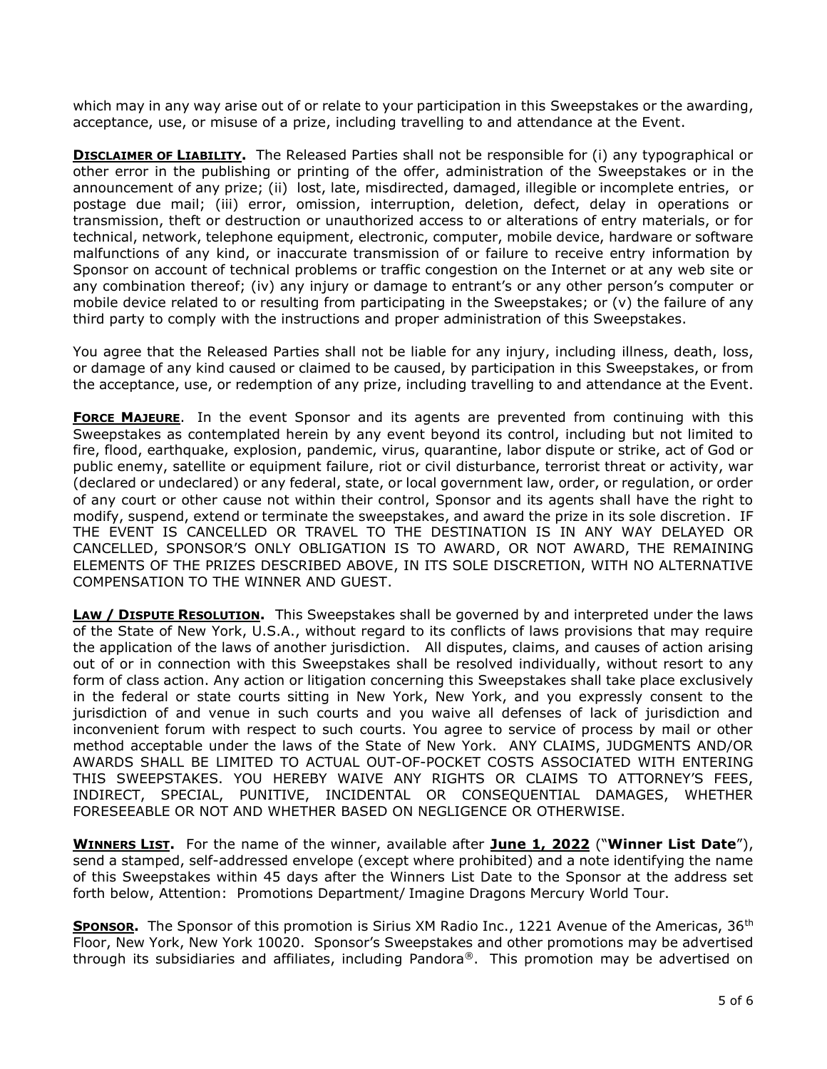which may in any way arise out of or relate to your participation in this Sweepstakes or the awarding, acceptance, use, or misuse of a prize, including travelling to and attendance at the Event.

**DISCLAIMER OF LIABILITY.** The Released Parties shall not be responsible for (i) any typographical or other error in the publishing or printing of the offer, administration of the Sweepstakes or in the announcement of any prize; (ii) lost, late, misdirected, damaged, illegible or incomplete entries, or postage due mail; (iii) error, omission, interruption, deletion, defect, delay in operations or transmission, theft or destruction or unauthorized access to or alterations of entry materials, or for technical, network, telephone equipment, electronic, computer, mobile device, hardware or software malfunctions of any kind, or inaccurate transmission of or failure to receive entry information by Sponsor on account of technical problems or traffic congestion on the Internet or at any web site or any combination thereof; (iv) any injury or damage to entrant's or any other person's computer or mobile device related to or resulting from participating in the Sweepstakes; or (v) the failure of any third party to comply with the instructions and proper administration of this Sweepstakes.

You agree that the Released Parties shall not be liable for any injury, including illness, death, loss, or damage of any kind caused or claimed to be caused, by participation in this Sweepstakes, or from the acceptance, use, or redemption of any prize, including travelling to and attendance at the Event.

**FORCE MAJEURE.** In the event Sponsor and its agents are prevented from continuing with this Sweepstakes as contemplated herein by any event beyond its control, including but not limited to fire, flood, earthquake, explosion, pandemic, virus, quarantine, labor dispute or strike, act of God or public enemy, satellite or equipment failure, riot or civil disturbance, terrorist threat or activity, war (declared or undeclared) or any federal, state, or local government law, order, or regulation, or order of any court or other cause not within their control, Sponsor and its agents shall have the right to modify, suspend, extend or terminate the sweepstakes, and award the prize in its sole discretion. IF THE EVENT IS CANCELLED OR TRAVEL TO THE DESTINATION IS IN ANY WAY DELAYED OR CANCELLED, SPONSOR'S ONLY OBLIGATION IS TO AWARD, OR NOT AWARD, THE REMAINING ELEMENTS OF THE PRIZES DESCRIBED ABOVE, IN ITS SOLE DISCRETION, WITH NO ALTERNATIVE COMPENSATION TO THE WINNER AND GUEST.

**LAW / DISPUTE RESOLUTION.** This Sweepstakes shall be governed by and interpreted under the laws of the State of New York, U.S.A., without regard to its conflicts of laws provisions that may require the application of the laws of another jurisdiction. All disputes, claims, and causes of action arising out of or in connection with this Sweepstakes shall be resolved individually, without resort to any form of class action. Any action or litigation concerning this Sweepstakes shall take place exclusively in the federal or state courts sitting in New York, New York, and you expressly consent to the jurisdiction of and venue in such courts and you waive all defenses of lack of jurisdiction and inconvenient forum with respect to such courts. You agree to service of process by mail or other method acceptable under the laws of the State of New York. ANY CLAIMS, JUDGMENTS AND/OR AWARDS SHALL BE LIMITED TO ACTUAL OUT-OF-POCKET COSTS ASSOCIATED WITH ENTERING THIS SWEEPSTAKES. YOU HEREBY WAIVE ANY RIGHTS OR CLAIMS TO ATTORNEY'S FEES, INDIRECT, SPECIAL, PUNITIVE, INCIDENTAL OR CONSEQUENTIAL DAMAGES, WHETHER FORESEEABLE OR NOT AND WHETHER BASED ON NEGLIGENCE OR OTHERWISE.

**WINNERS LIST.** For the name of the winner, available after **June 1, 2022** ("**Winner List Date**"), send a stamped, self-addressed envelope (except where prohibited) and a note identifying the name of this Sweepstakes within 45 days after the Winners List Date to the Sponsor at the address set forth below, Attention: Promotions Department/ Imagine Dragons Mercury World Tour.

**SPONSOR.** The Sponsor of this promotion is Sirius XM Radio Inc., 1221 Avenue of the Americas, 36th Floor, New York, New York 10020. Sponsor's Sweepstakes and other promotions may be advertised through its subsidiaries and affiliates, including Pandora®. This promotion may be advertised on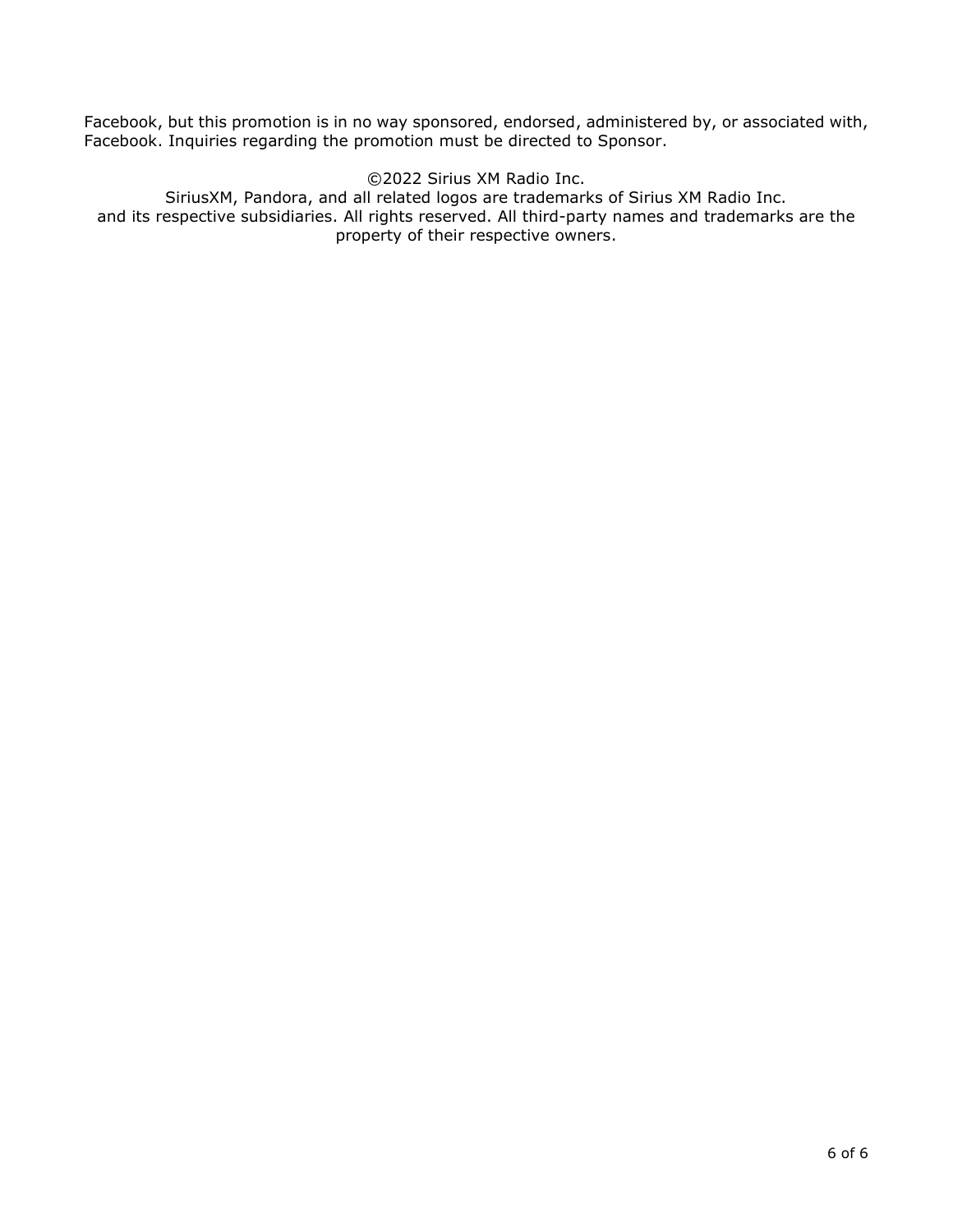Facebook, but this promotion is in no way sponsored, endorsed, administered by, or associated with, Facebook. Inquiries regarding the promotion must be directed to Sponsor.

©2022 Sirius XM Radio Inc.
SiriusXM, Pandora, and all related logos are trademarks of Sirius XM Radio Inc. and its respective subsidiaries. All rights reserved. All third-party names and trademarks are the property of their respective owners.